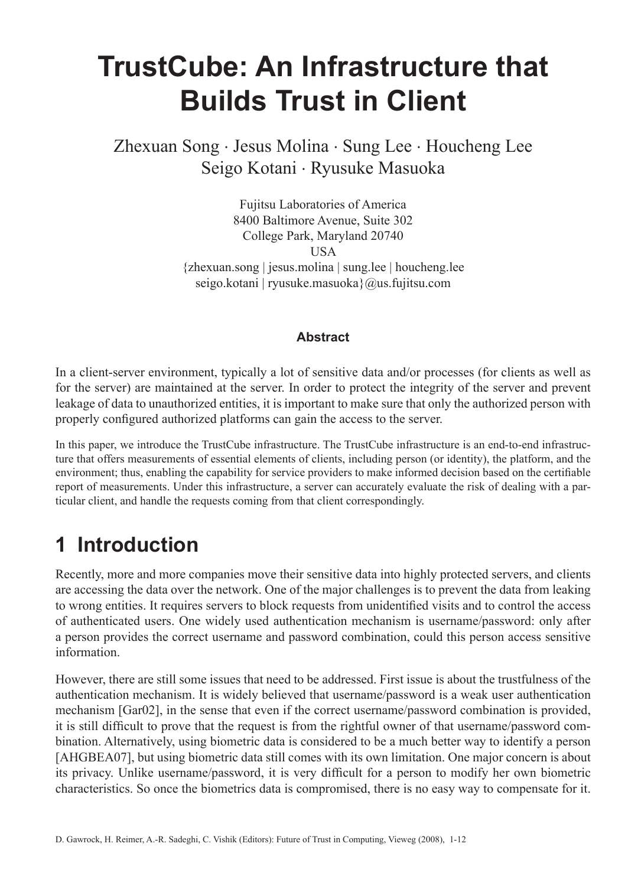# TrustCube: An Infrastructure that Builds Trust in Client

Zhexuan Song · Jesus Molina · Sung Lee · Houcheng Lee
Seigo Kotani · Ryusuke Masuoka

Fujitsu Laboratories of America
8400 Baltimore Avenue, Suite 302
College Park, Maryland 20740
USA
{zhexuan.song | jesus.molina | sung.lee | houcheng.lee
seigo.kotani | ryusuke.masuoka}@us.fujitsu.com

### Abstract

In a client-server environment, typically a lot of sensitive data and/or processes (for clients as well as for the server) are maintained at the server. In order to protect the integrity of the server and prevent leakage of data to unauthorized entities, it is important to make sure that only the authorized person with properly configured authorized platforms can gain the access to the server.

In this paper, we introduce the TrustCube infrastructure. The TrustCube infrastructure is an end-to-end infrastructure that offers measurements of essential elements of clients, including person (or identity), the platform, and the environment; thus, enabling the capability for service providers to make informed decision based on the certifiable report of measurements. Under this infrastructure, a server can accurately evaluate the risk of dealing with a particular client, and handle the requests coming from that client correspondingly.

## 1 Introduction

Recently, more and more companies move their sensitive data into highly protected servers, and clients are accessing the data over the network. One of the major challenges is to prevent the data from leaking to wrong entities. It requires servers to block requests from unidentified visits and to control the access of authenticated users. One widely used authentication mechanism is username/password: only after a person provides the correct username and password combination, could this person access sensitive information.

However, there are still some issues that need to be addressed. First issue is about the trustfulness of the authentication mechanism. It is widely believed that username/password is a weak user authentication mechanism [Gar02], in the sense that even if the correct username/password combination is provided, it is still difficult to prove that the request is from the rightful owner of that username/password combination. Alternatively, using biometric data is considered to be a much better way to identify a person [AHGBEA07], but using biometric data still comes with its own limitation. One major concern is about its privacy. Unlike username/password, it is very difficult for a person to modify her own biometric characteristics. So once the biometrics data is compromised, there is no easy way to compensate for it.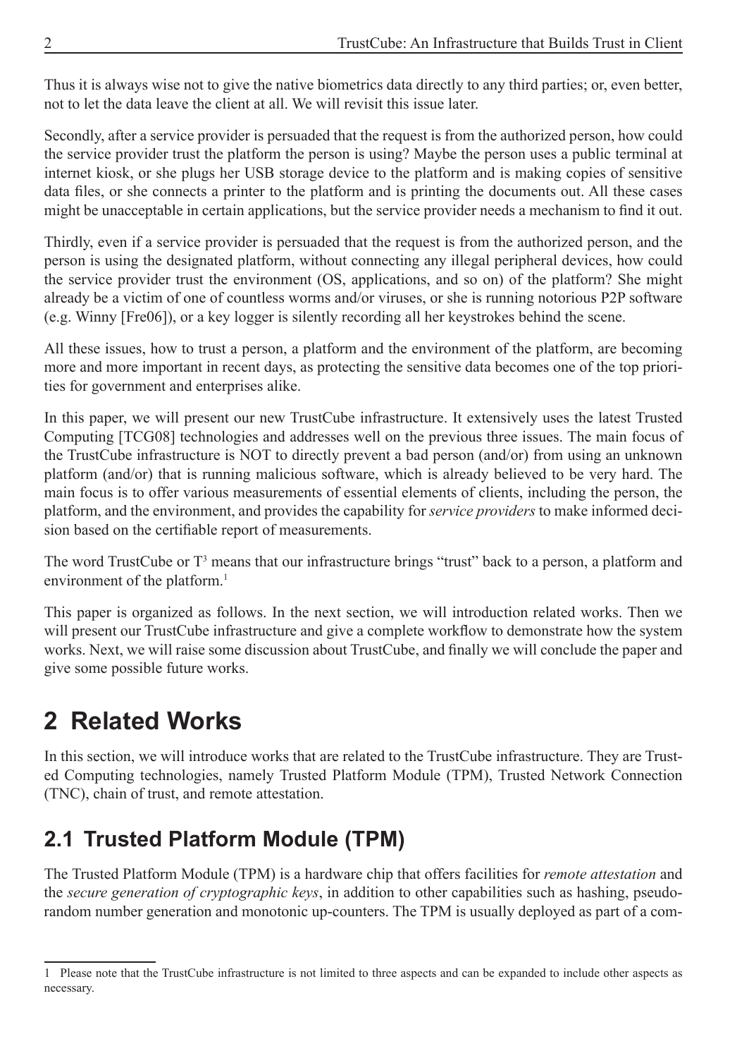Thus it is always wise not to give the native biometrics data directly to any third parties; or, even better, not to let the data leave the client at all. We will revisit this issue later.

Secondly, after a service provider is persuaded that the request is from the authorized person, how could the service provider trust the platform the person is using? Maybe the person uses a public terminal at internet kiosk, or she plugs her USB storage device to the platform and is making copies of sensitive data files, or she connects a printer to the platform and is printing the documents out. All these cases might be unacceptable in certain applications, but the service provider needs a mechanism to find it out.

Thirdly, even if a service provider is persuaded that the request is from the authorized person, and the person is using the designated platform, without connecting any illegal peripheral devices, how could the service provider trust the environment (OS, applications, and so on) of the platform? She might already be a victim of one of countless worms and/or viruses, or she is running notorious P2P software (e.g. Winny [Fre06]), or a key logger is silently recording all her keystrokes behind the scene.

All these issues, how to trust a person, a platform and the environment of the platform, are becoming more and more important in recent days, as protecting the sensitive data becomes one of the top priorities for government and enterprises alike.

In this paper, we will present our new TrustCube infrastructure. It extensively uses the latest Trusted Computing [TCG08] technologies and addresses well on the previous three issues. The main focus of the TrustCube infrastructure is NOT to directly prevent a bad person (and/or) from using an unknown platform (and/or) that is running malicious software, which is already believed to be very hard. The main focus is to offer various measurements of essential elements of clients, including the person, the platform, and the environment, and provides the capability for *service providers* to make informed decision based on the certifiable report of measurements.

The word TrustCube or $T^3$ means that our infrastructure brings "trust" back to a person, a platform and environment of the platform.[1]

This paper is organized as follows. In the next section, we will introduction related works. Then we will present our TrustCube infrastructure and give a complete workflow to demonstrate how the system works. Next, we will raise some discussion about TrustCube, and finally we will conclude the paper and give some possible future works.

# 2 Related Works

In this section, we will introduce works that are related to the TrustCube infrastructure. They are Trusted Computing technologies, namely Trusted Platform Module (TPM), Trusted Network Connection (TNC), chain of trust, and remote attestation.

## 2.1 Trusted Platform Module (TPM)

The Trusted Platform Module (TPM) is a hardware chip that offers facilities for *remote attestation* and the *secure generation of cryptographic keys*, in addition to other capabilities such as hashing, pseudo-random number generation and monotonic up-counters. The TPM is usually deployed as part of a com-

[1] Please note that the TrustCube infrastructure is not limited to three aspects and can be expanded to include other aspects as necessary.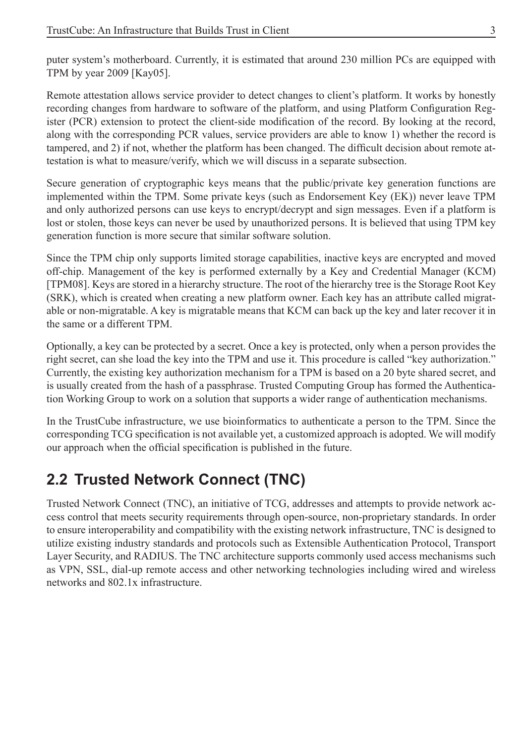puter system's motherboard. Currently, it is estimated that around 230 million PCs are equipped with TPM by year 2009 [Kay05].

Remote attestation allows service provider to detect changes to client's platform. It works by honestly recording changes from hardware to software of the platform, and using Platform Configuration Register (PCR) extension to protect the client-side modification of the record. By looking at the record, along with the corresponding PCR values, service providers are able to know 1) whether the record is tampered, and 2) if not, whether the platform has been changed. The difficult decision about remote attestation is what to measure/verify, which we will discuss in a separate subsection.

Secure generation of cryptographic keys means that the public/private key generation functions are implemented within the TPM. Some private keys (such as Endorsement Key (EK)) never leave TPM and only authorized persons can use keys to encrypt/decrypt and sign messages. Even if a platform is lost or stolen, those keys can never be used by unauthorized persons. It is believed that using TPM key generation function is more secure that similar software solution.

Since the TPM chip only supports limited storage capabilities, inactive keys are encrypted and moved off-chip. Management of the key is performed externally by a Key and Credential Manager (KCM) [TPM08]. Keys are stored in a hierarchy structure. The root of the hierarchy tree is the Storage Root Key (SRK), which is created when creating a new platform owner. Each key has an attribute called migratable or non-migratable. A key is migratable means that KCM can back up the key and later recover it in the same or a different TPM.

Optionally, a key can be protected by a secret. Once a key is protected, only when a person provides the right secret, can she load the key into the TPM and use it. This procedure is called "key authorization." Currently, the existing key authorization mechanism for a TPM is based on a 20 byte shared secret, and is usually created from the hash of a passphrase. Trusted Computing Group has formed the Authentication Working Group to work on a solution that supports a wider range of authentication mechanisms.

In the TrustCube infrastructure, we use bioinformatics to authenticate a person to the TPM. Since the corresponding TCG specification is not available yet, a customized approach is adopted. We will modify our approach when the official specification is published in the future.

## 2.2 Trusted Network Connect (TNC)

Trusted Network Connect (TNC), an initiative of TCG, addresses and attempts to provide network access control that meets security requirements through open-source, non-proprietary standards. In order to ensure interoperability and compatibility with the existing network infrastructure, TNC is designed to utilize existing industry standards and protocols such as Extensible Authentication Protocol, Transport Layer Security, and RADIUS. The TNC architecture supports commonly used access mechanisms such as VPN, SSL, dial-up remote access and other networking technologies including wired and wireless networks and 802.1x infrastructure.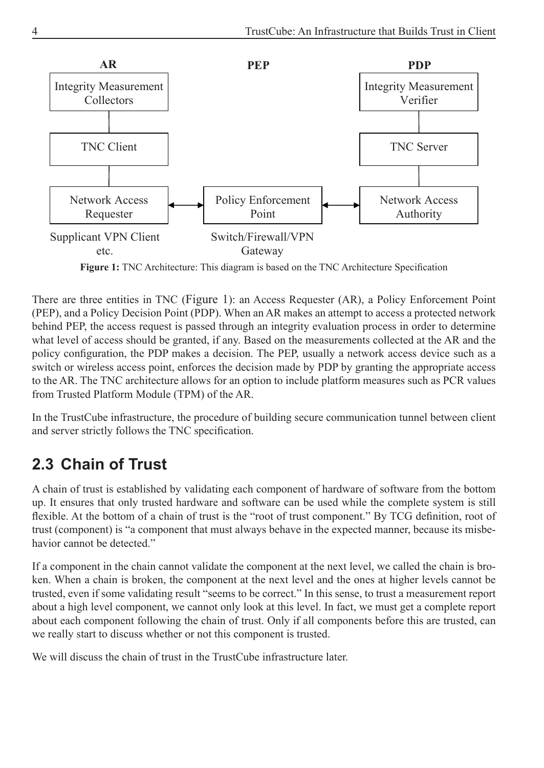**AR** **PEP** **PDP**

Integrity Measurement Collectors — TNC Client — Network Access Requester ↔ Policy Enforcement Point ↔ Network Access Authority — TNC Server — Integrity Measurement Verifier

Supplicant VPN Client etc.    Switch/Firewall/VPN Gateway

**Figure 1:** TNC Architecture: This diagram is based on the TNC Architecture Specification

There are three entities in TNC (Figure 1): an Access Requester (AR), a Policy Enforcement Point (PEP), and a Policy Decision Point (PDP). When an AR makes an attempt to access a protected network behind PEP, the access request is passed through an integrity evaluation process in order to determine what level of access should be granted, if any. Based on the measurements collected at the AR and the policy configuration, the PDP makes a decision. The PEP, usually a network access device such as a switch or wireless access point, enforces the decision made by PDP by granting the appropriate access to the AR. The TNC architecture allows for an option to include platform measures such as PCR values from Trusted Platform Module (TPM) of the AR.

In the TrustCube infrastructure, the procedure of building secure communication tunnel between client and server strictly follows the TNC specification.

## 2.3 Chain of Trust

A chain of trust is established by validating each component of hardware of software from the bottom up. It ensures that only trusted hardware and software can be used while the complete system is still flexible. At the bottom of a chain of trust is the "root of trust component." By TCG definition, root of trust (component) is "a component that must always behave in the expected manner, because its misbehavior cannot be detected."

If a component in the chain cannot validate the component at the next level, we called the chain is broken. When a chain is broken, the component at the next level and the ones at higher levels cannot be trusted, even if some validating result "seems to be correct." In this sense, to trust a measurement report about a high level component, we cannot only look at this level. In fact, we must get a complete report about each component following the chain of trust. Only if all components before this are trusted, can we really start to discuss whether or not this component is trusted.

We will discuss the chain of trust in the TrustCube infrastructure later.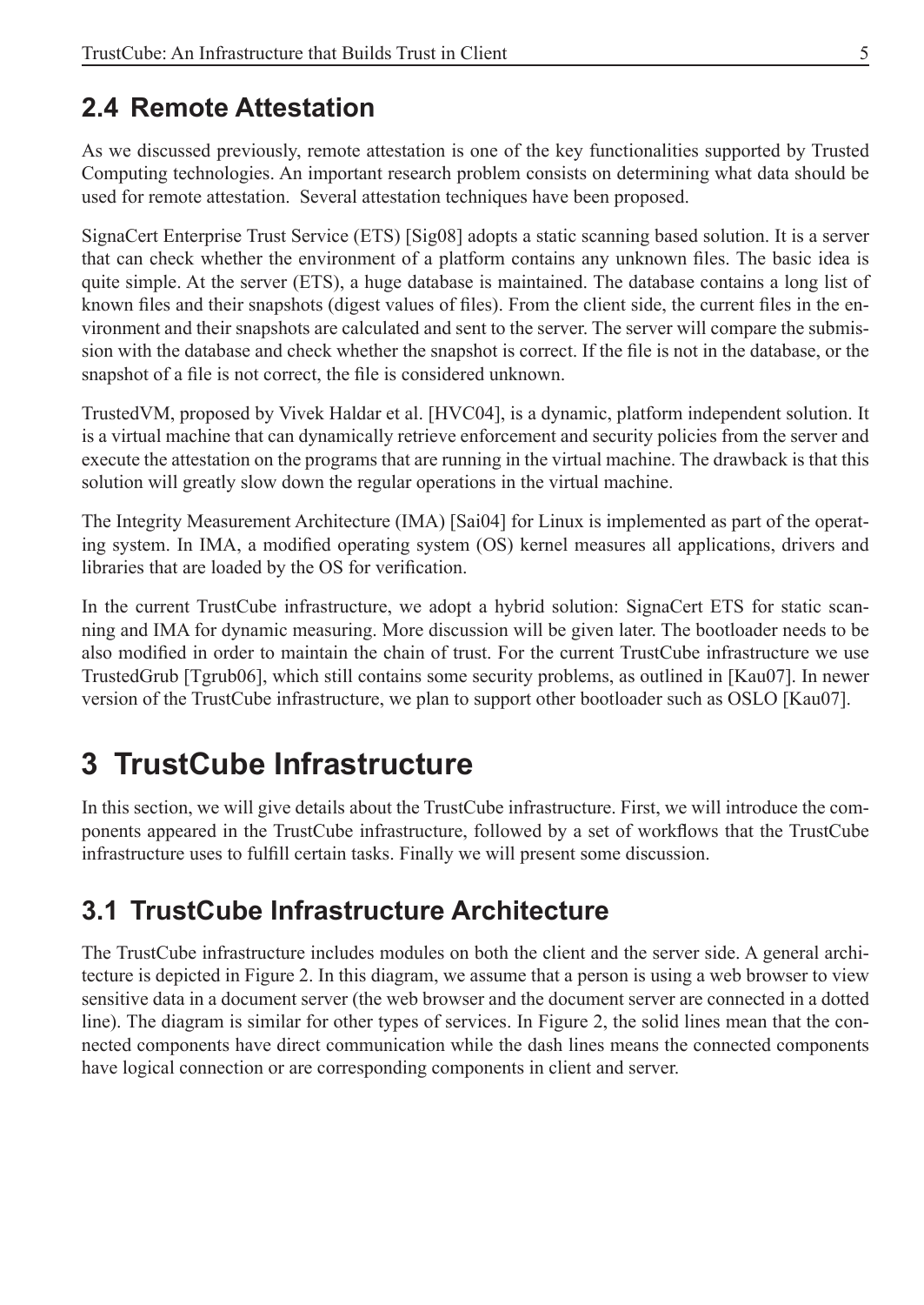## 2.4 Remote Attestation

As we discussed previously, remote attestation is one of the key functionalities supported by Trusted Computing technologies. An important research problem consists on determining what data should be used for remote attestation. Several attestation techniques have been proposed.

SignaCert Enterprise Trust Service (ETS) [Sig08] adopts a static scanning based solution. It is a server that can check whether the environment of a platform contains any unknown files. The basic idea is quite simple. At the server (ETS), a huge database is maintained. The database contains a long list of known files and their snapshots (digest values of files). From the client side, the current files in the environment and their snapshots are calculated and sent to the server. The server will compare the submission with the database and check whether the snapshot is correct. If the file is not in the database, or the snapshot of a file is not correct, the file is considered unknown.

TrustedVM, proposed by Vivek Haldar et al. [HVC04], is a dynamic, platform independent solution. It is a virtual machine that can dynamically retrieve enforcement and security policies from the server and execute the attestation on the programs that are running in the virtual machine. The drawback is that this solution will greatly slow down the regular operations in the virtual machine.

The Integrity Measurement Architecture (IMA) [Sai04] for Linux is implemented as part of the operating system. In IMA, a modified operating system (OS) kernel measures all applications, drivers and libraries that are loaded by the OS for verification.

In the current TrustCube infrastructure, we adopt a hybrid solution: SignaCert ETS for static scanning and IMA for dynamic measuring. More discussion will be given later. The bootloader needs to be also modified in order to maintain the chain of trust. For the current TrustCube infrastructure we use TrustedGrub [Tgrub06], which still contains some security problems, as outlined in [Kau07]. In newer version of the TrustCube infrastructure, we plan to support other bootloader such as OSLO [Kau07].

# 3 TrustCube Infrastructure

In this section, we will give details about the TrustCube infrastructure. First, we will introduce the components appeared in the TrustCube infrastructure, followed by a set of workflows that the TrustCube infrastructure uses to fulfill certain tasks. Finally we will present some discussion.

## 3.1 TrustCube Infrastructure Architecture

The TrustCube infrastructure includes modules on both the client and the server side. A general architecture is depicted in Figure 2. In this diagram, we assume that a person is using a web browser to view sensitive data in a document server (the web browser and the document server are connected in a dotted line). The diagram is similar for other types of services. In Figure 2, the solid lines mean that the connected components have direct communication while the dash lines means the connected components have logical connection or are corresponding components in client and server.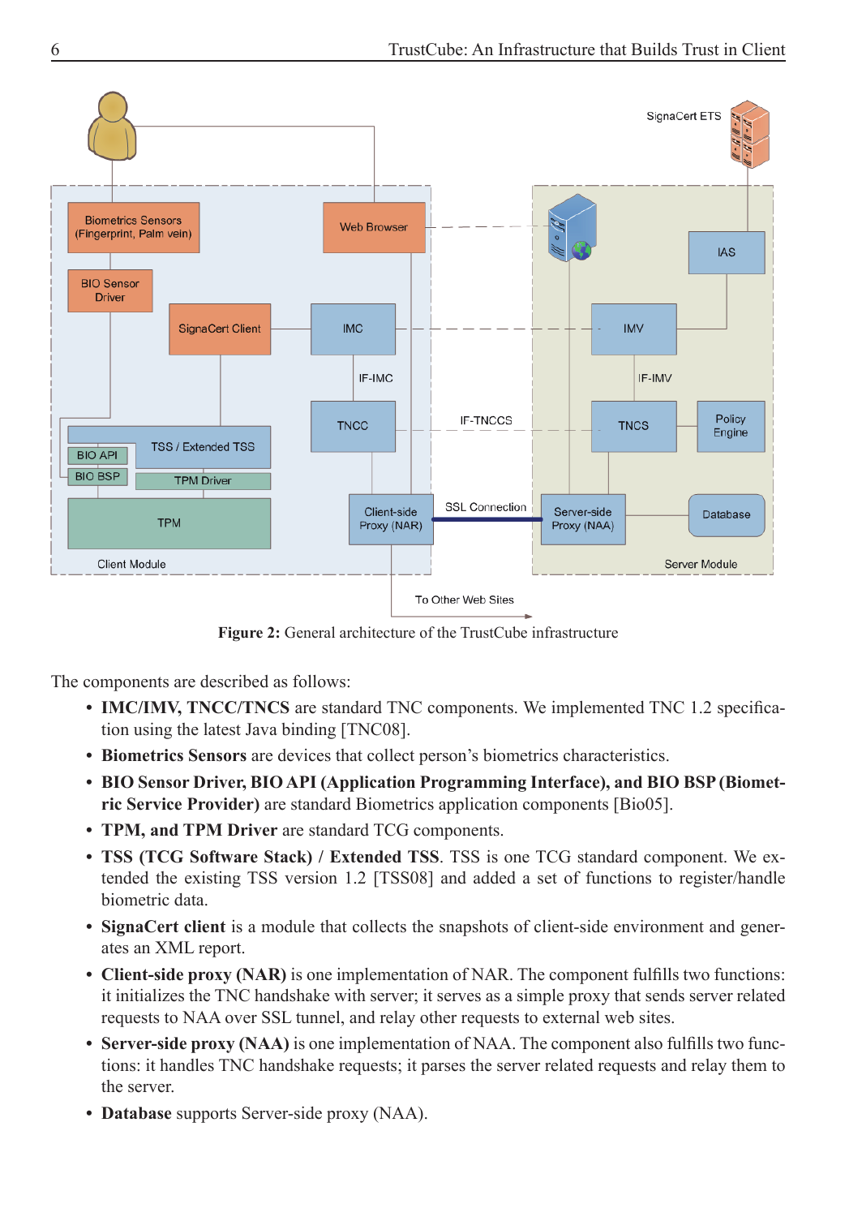**Figure 2:** General architecture of the TrustCube infrastructure

The components are described as follows:

- **IMC/IMV, TNCC/TNCS** are standard TNC components. We implemented TNC 1.2 specification using the latest Java binding [TNC08].
- **Biometrics Sensors** are devices that collect person's biometrics characteristics.
- **BIO Sensor Driver, BIO API (Application Programming Interface), and BIO BSP (Biometric Service Provider)** are standard Biometrics application components [Bio05].
- **TPM, and TPM Driver** are standard TCG components.
- **TSS (TCG Software Stack) / Extended TSS**. TSS is one TCG standard component. We extended the existing TSS version 1.2 [TSS08] and added a set of functions to register/handle biometric data.
- **SignaCert client** is a module that collects the snapshots of client-side environment and generates an XML report.
- **Client-side proxy (NAR)** is one implementation of NAR. The component fulfills two functions: it initializes the TNC handshake with server; it serves as a simple proxy that sends server related requests to NAA over SSL tunnel, and relay other requests to external web sites.
- **Server-side proxy (NAA)** is one implementation of NAA. The component also fulfills two functions: it handles TNC handshake requests; it parses the server related requests and relay them to the server.
- **Database** supports Server-side proxy (NAA).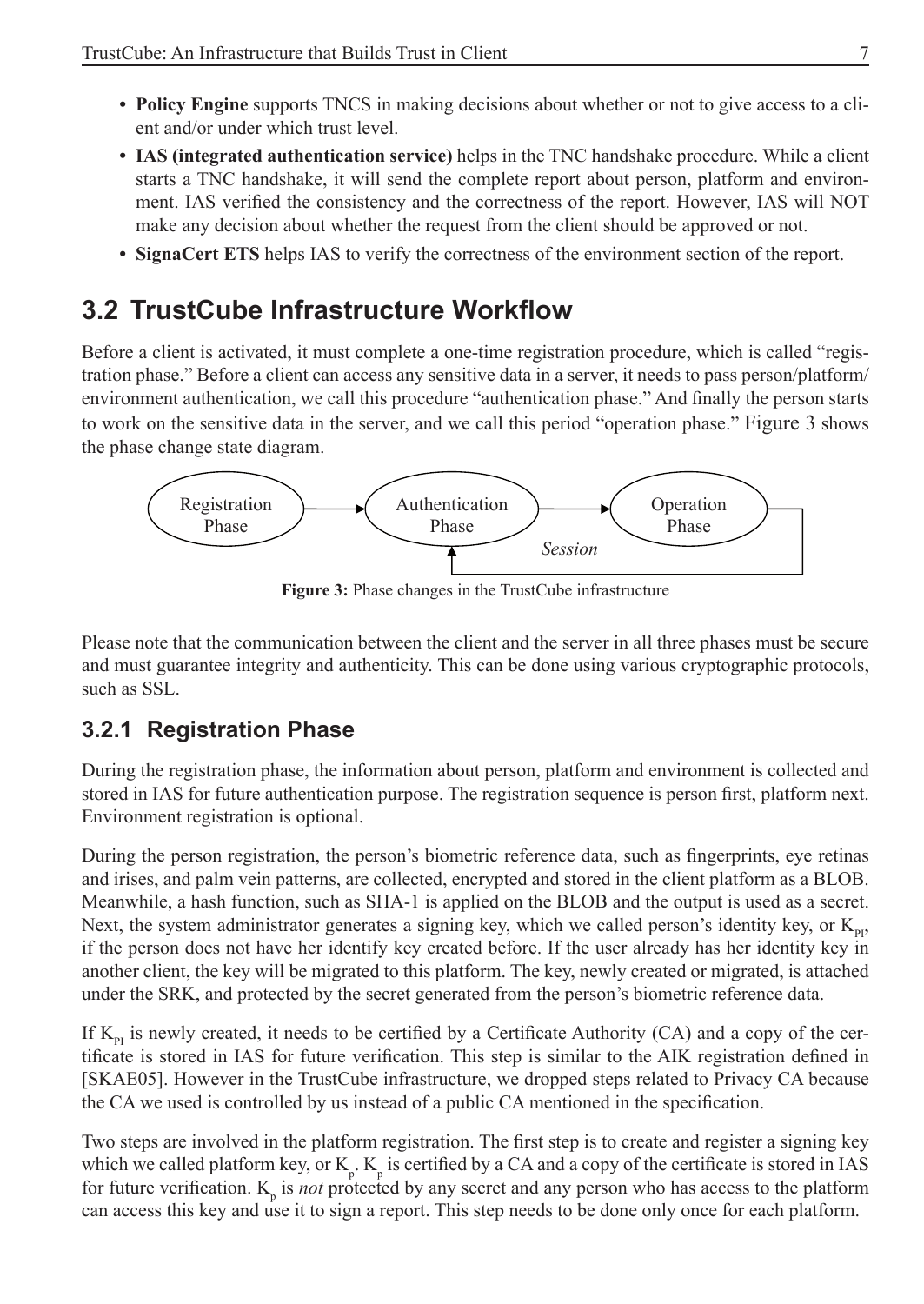- **Policy Engine** supports TNCS in making decisions about whether or not to give access to a client and/or under which trust level.
- **IAS (integrated authentication service)** helps in the TNC handshake procedure. While a client starts a TNC handshake, it will send the complete report about person, platform and environment. IAS verified the consistency and the correctness of the report. However, IAS will NOT make any decision about whether the request from the client should be approved or not.
- **SignaCert ETS** helps IAS to verify the correctness of the environment section of the report.

## 3.2 TrustCube Infrastructure Workflow

Before a client is activated, it must complete a one-time registration procedure, which is called "registration phase." Before a client can access any sensitive data in a server, it needs to pass person/platform/environment authentication, we call this procedure "authentication phase." And finally the person starts to work on the sensitive data in the server, and we call this period "operation phase." Figure 3 shows the phase change state diagram.

Registration Phase → Authentication Phase → Operation Phase (Session: Operation Phase → Authentication Phase)

**Figure 3:** Phase changes in the TrustCube infrastructure

Please note that the communication between the client and the server in all three phases must be secure and must guarantee integrity and authenticity. This can be done using various cryptographic protocols, such as SSL.

### 3.2.1 Registration Phase

During the registration phase, the information about person, platform and environment is collected and stored in IAS for future authentication purpose. The registration sequence is person first, platform next. Environment registration is optional.

During the person registration, the person's biometric reference data, such as fingerprints, eye retinas and irises, and palm vein patterns, are collected, encrypted and stored in the client platform as a BLOB. Meanwhile, a hash function, such as SHA-1 is applied on the BLOB and the output is used as a secret. Next, the system administrator generates a signing key, which we called person's identity key, or $K_{PI}$, if the person does not have her identify key created before. If the user already has her identity key in another client, the key will be migrated to this platform. The key, newly created or migrated, is attached under the SRK, and protected by the secret generated from the person's biometric reference data.

If $K_{PI}$ is newly created, it needs to be certified by a Certificate Authority (CA) and a copy of the certificate is stored in IAS for future verification. This step is similar to the AIK registration defined in [SKAE05]. However in the TrustCube infrastructure, we dropped steps related to Privacy CA because the CA we used is controlled by us instead of a public CA mentioned in the specification.

Two steps are involved in the platform registration. The first step is to create and register a signing key which we called platform key, or $K_p$. $K_p$ is certified by a CA and a copy of the certificate is stored in IAS for future verification. $K_p$ is *not* protected by any secret and any person who has access to the platform can access this key and use it to sign a report. This step needs to be done only once for each platform.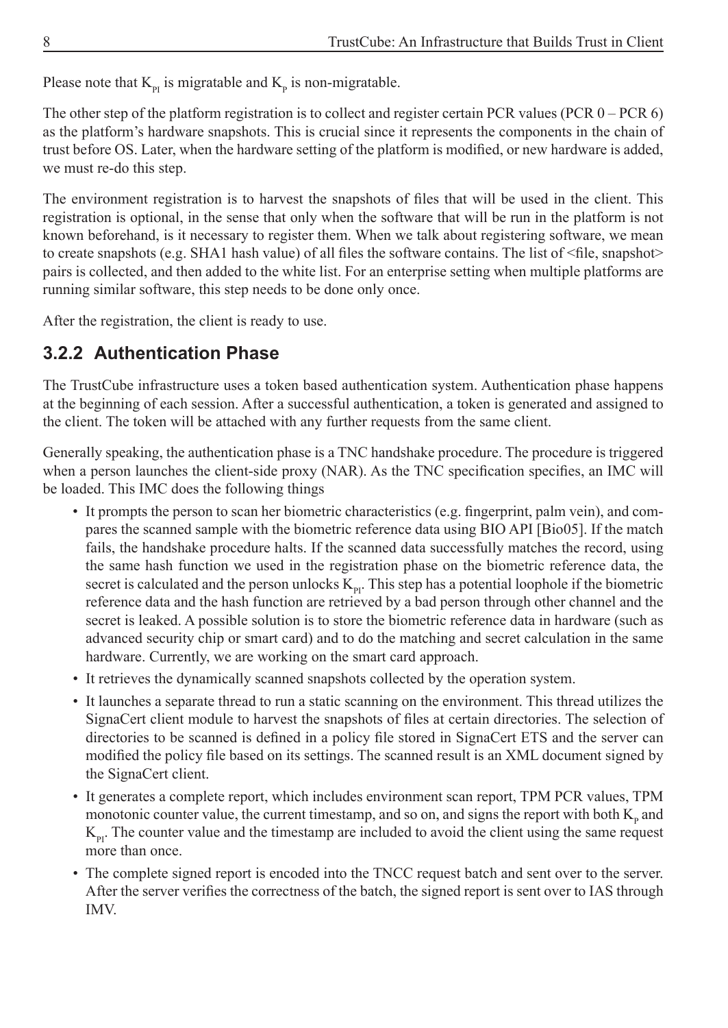Please note that $K_{PI}$ is migratable and $K_P$ is non-migratable.

The other step of the platform registration is to collect and register certain PCR values (PCR 0 – PCR 6) as the platform's hardware snapshots. This is crucial since it represents the components in the chain of trust before OS. Later, when the hardware setting of the platform is modified, or new hardware is added, we must re-do this step.

The environment registration is to harvest the snapshots of files that will be used in the client. This registration is optional, in the sense that only when the software that will be run in the platform is not known beforehand, is it necessary to register them. When we talk about registering software, we mean to create snapshots (e.g. SHA1 hash value) of all files the software contains. The list of <file, snapshot> pairs is collected, and then added to the white list. For an enterprise setting when multiple platforms are running similar software, this step needs to be done only once.

After the registration, the client is ready to use.

### 3.2.2 Authentication Phase

The TrustCube infrastructure uses a token based authentication system. Authentication phase happens at the beginning of each session. After a successful authentication, a token is generated and assigned to the client. The token will be attached with any further requests from the same client.

Generally speaking, the authentication phase is a TNC handshake procedure. The procedure is triggered when a person launches the client-side proxy (NAR). As the TNC specification specifies, an IMC will be loaded. This IMC does the following things

- It prompts the person to scan her biometric characteristics (e.g. fingerprint, palm vein), and compares the scanned sample with the biometric reference data using BIO API [Bio05]. If the match fails, the handshake procedure halts. If the scanned data successfully matches the record, using the same hash function we used in the registration phase on the biometric reference data, the secret is calculated and the person unlocks $K_{PI}$. This step has a potential loophole if the biometric reference data and the hash function are retrieved by a bad person through other channel and the secret is leaked. A possible solution is to store the biometric reference data in hardware (such as advanced security chip or smart card) and to do the matching and secret calculation in the same hardware. Currently, we are working on the smart card approach.
- It retrieves the dynamically scanned snapshots collected by the operation system.
- It launches a separate thread to run a static scanning on the environment. This thread utilizes the SignaCert client module to harvest the snapshots of files at certain directories. The selection of directories to be scanned is defined in a policy file stored in SignaCert ETS and the server can modified the policy file based on its settings. The scanned result is an XML document signed by the SignaCert client.
- It generates a complete report, which includes environment scan report, TPM PCR values, TPM monotonic counter value, the current timestamp, and so on, and signs the report with both $K_P$ and $K_{PI}$. The counter value and the timestamp are included to avoid the client using the same request more than once.
- The complete signed report is encoded into the TNCC request batch and sent over to the server. After the server verifies the correctness of the batch, the signed report is sent over to IAS through IMV.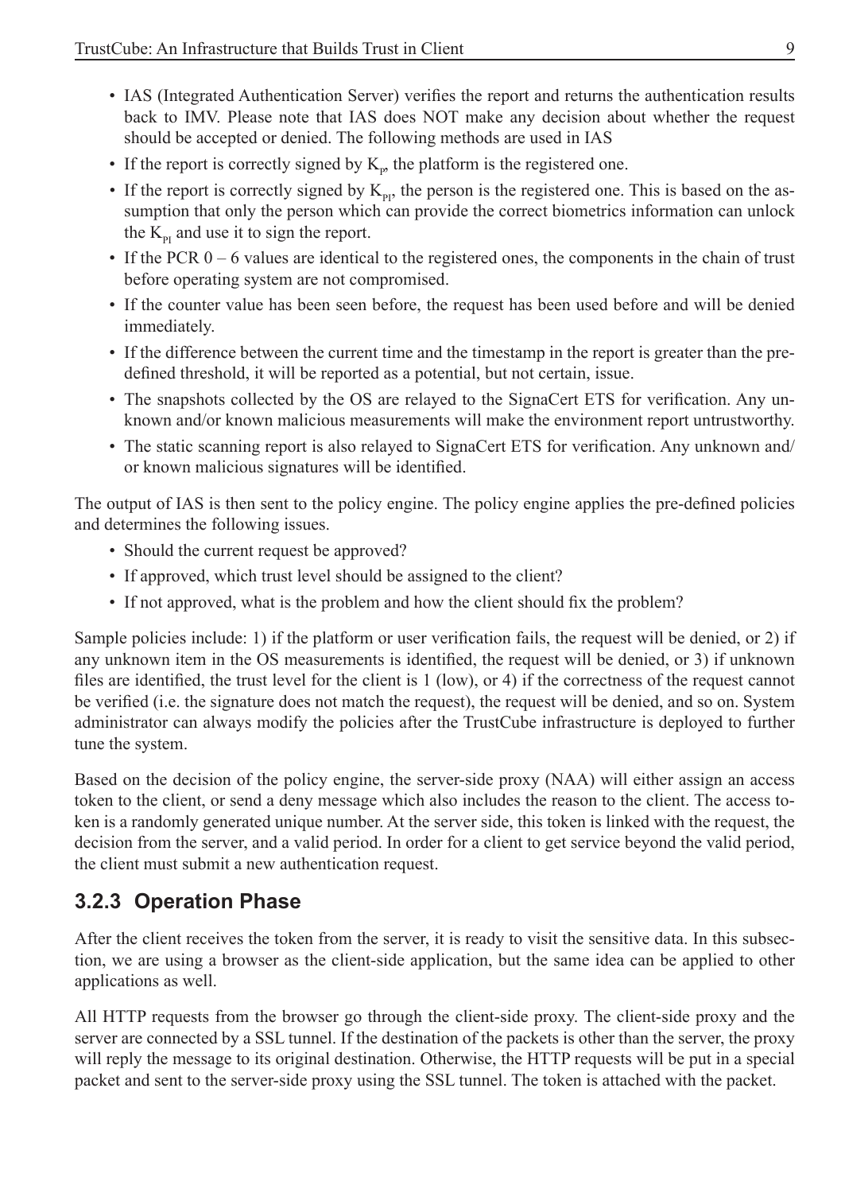- IAS (Integrated Authentication Server) verifies the report and returns the authentication results back to IMV. Please note that IAS does NOT make any decision about whether the request should be accepted or denied. The following methods are used in IAS
- If the report is correctly signed by $K_P$, the platform is the registered one.
- If the report is correctly signed by $K_{PI}$, the person is the registered one. This is based on the assumption that only the person which can provide the correct biometrics information can unlock the $K_{PI}$ and use it to sign the report.
- If the PCR 0 – 6 values are identical to the registered ones, the components in the chain of trust before operating system are not compromised.
- If the counter value has been seen before, the request has been used before and will be denied immediately.
- If the difference between the current time and the timestamp in the report is greater than the predefined threshold, it will be reported as a potential, but not certain, issue.
- The snapshots collected by the OS are relayed to the SignaCert ETS for verification. Any unknown and/or known malicious measurements will make the environment report untrustworthy.
- The static scanning report is also relayed to SignaCert ETS for verification. Any unknown and/or known malicious signatures will be identified.

The output of IAS is then sent to the policy engine. The policy engine applies the pre-defined policies and determines the following issues.

- Should the current request be approved?
- If approved, which trust level should be assigned to the client?
- If not approved, what is the problem and how the client should fix the problem?

Sample policies include: 1) if the platform or user verification fails, the request will be denied, or 2) if any unknown item in the OS measurements is identified, the request will be denied, or 3) if unknown files are identified, the trust level for the client is 1 (low), or 4) if the correctness of the request cannot be verified (i.e. the signature does not match the request), the request will be denied, and so on. System administrator can always modify the policies after the TrustCube infrastructure is deployed to further tune the system.

Based on the decision of the policy engine, the server-side proxy (NAA) will either assign an access token to the client, or send a deny message which also includes the reason to the client. The access token is a randomly generated unique number. At the server side, this token is linked with the request, the decision from the server, and a valid period. In order for a client to get service beyond the valid period, the client must submit a new authentication request.

### 3.2.3 Operation Phase

After the client receives the token from the server, it is ready to visit the sensitive data. In this subsection, we are using a browser as the client-side application, but the same idea can be applied to other applications as well.

All HTTP requests from the browser go through the client-side proxy. The client-side proxy and the server are connected by a SSL tunnel. If the destination of the packets is other than the server, the proxy will reply the message to its original destination. Otherwise, the HTTP requests will be put in a special packet and sent to the server-side proxy using the SSL tunnel. The token is attached with the packet.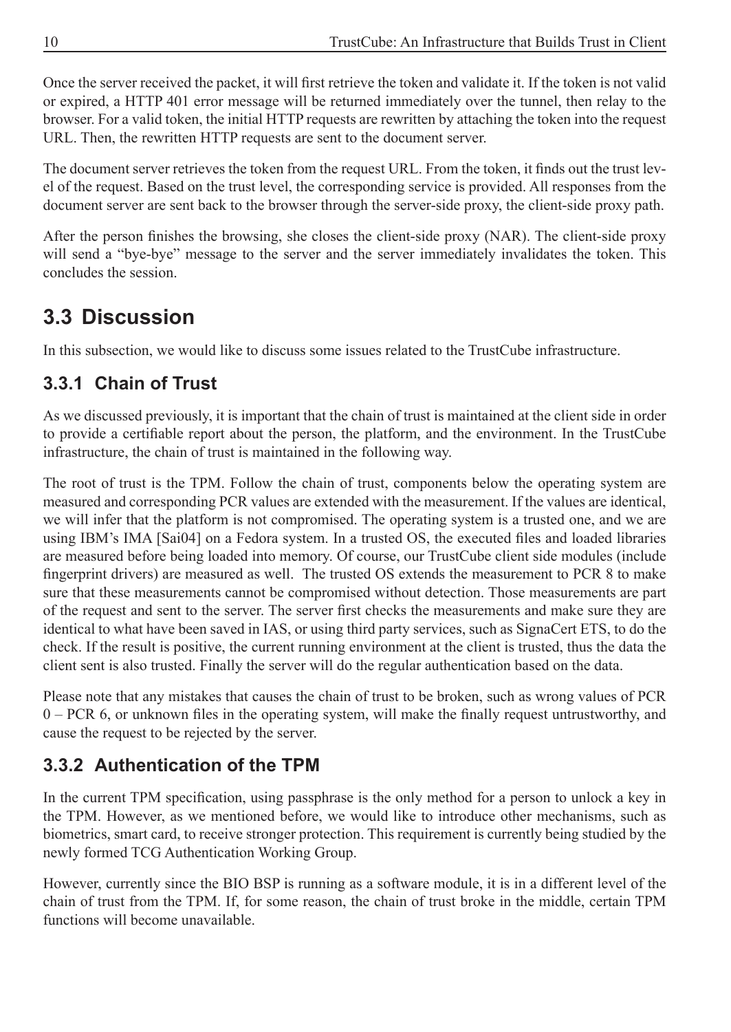Once the server received the packet, it will first retrieve the token and validate it. If the token is not valid or expired, a HTTP 401 error message will be returned immediately over the tunnel, then relay to the browser. For a valid token, the initial HTTP requests are rewritten by attaching the token into the request URL. Then, the rewritten HTTP requests are sent to the document server.

The document server retrieves the token from the request URL. From the token, it finds out the trust level of the request. Based on the trust level, the corresponding service is provided. All responses from the document server are sent back to the browser through the server-side proxy, the client-side proxy path.

After the person finishes the browsing, she closes the client-side proxy (NAR). The client-side proxy will send a "bye-bye" message to the server and the server immediately invalidates the token. This concludes the session.

## 3.3 Discussion

In this subsection, we would like to discuss some issues related to the TrustCube infrastructure.

### 3.3.1 Chain of Trust

As we discussed previously, it is important that the chain of trust is maintained at the client side in order to provide a certifiable report about the person, the platform, and the environment. In the TrustCube infrastructure, the chain of trust is maintained in the following way.

The root of trust is the TPM. Follow the chain of trust, components below the operating system are measured and corresponding PCR values are extended with the measurement. If the values are identical, we will infer that the platform is not compromised. The operating system is a trusted one, and we are using IBM's IMA [Sai04] on a Fedora system. In a trusted OS, the executed files and loaded libraries are measured before being loaded into memory. Of course, our TrustCube client side modules (include fingerprint drivers) are measured as well. The trusted OS extends the measurement to PCR 8 to make sure that these measurements cannot be compromised without detection. Those measurements are part of the request and sent to the server. The server first checks the measurements and make sure they are identical to what have been saved in IAS, or using third party services, such as SignaCert ETS, to do the check. If the result is positive, the current running environment at the client is trusted, thus the data the client sent is also trusted. Finally the server will do the regular authentication based on the data.

Please note that any mistakes that causes the chain of trust to be broken, such as wrong values of PCR 0 – PCR 6, or unknown files in the operating system, will make the finally request untrustworthy, and cause the request to be rejected by the server.

### 3.3.2 Authentication of the TPM

In the current TPM specification, using passphrase is the only method for a person to unlock a key in the TPM. However, as we mentioned before, we would like to introduce other mechanisms, such as biometrics, smart card, to receive stronger protection. This requirement is currently being studied by the newly formed TCG Authentication Working Group.

However, currently since the BIO BSP is running as a software module, it is in a different level of the chain of trust from the TPM. If, for some reason, the chain of trust broke in the middle, certain TPM functions will become unavailable.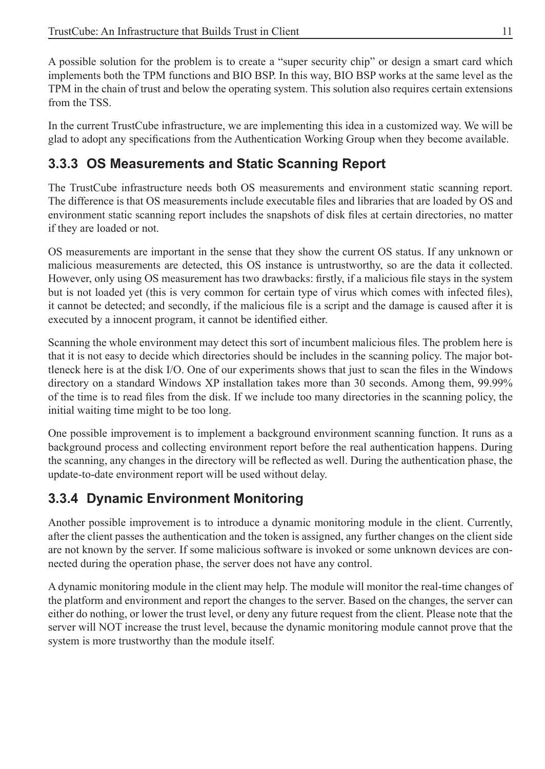A possible solution for the problem is to create a "super security chip" or design a smart card which implements both the TPM functions and BIO BSP. In this way, BIO BSP works at the same level as the TPM in the chain of trust and below the operating system. This solution also requires certain extensions from the TSS.

In the current TrustCube infrastructure, we are implementing this idea in a customized way. We will be glad to adopt any specifications from the Authentication Working Group when they become available.

### 3.3.3 OS Measurements and Static Scanning Report

The TrustCube infrastructure needs both OS measurements and environment static scanning report. The difference is that OS measurements include executable files and libraries that are loaded by OS and environment static scanning report includes the snapshots of disk files at certain directories, no matter if they are loaded or not.

OS measurements are important in the sense that they show the current OS status. If any unknown or malicious measurements are detected, this OS instance is untrustworthy, so are the data it collected. However, only using OS measurement has two drawbacks: firstly, if a malicious file stays in the system but is not loaded yet (this is very common for certain type of virus which comes with infected files), it cannot be detected; and secondly, if the malicious file is a script and the damage is caused after it is executed by a innocent program, it cannot be identified either.

Scanning the whole environment may detect this sort of incumbent malicious files. The problem here is that it is not easy to decide which directories should be includes in the scanning policy. The major bottleneck here is at the disk I/O. One of our experiments shows that just to scan the files in the Windows directory on a standard Windows XP installation takes more than 30 seconds. Among them, 99.99% of the time is to read files from the disk. If we include too many directories in the scanning policy, the initial waiting time might to be too long.

One possible improvement is to implement a background environment scanning function. It runs as a background process and collecting environment report before the real authentication happens. During the scanning, any changes in the directory will be reflected as well. During the authentication phase, the update-to-date environment report will be used without delay.

### 3.3.4 Dynamic Environment Monitoring

Another possible improvement is to introduce a dynamic monitoring module in the client. Currently, after the client passes the authentication and the token is assigned, any further changes on the client side are not known by the server. If some malicious software is invoked or some unknown devices are connected during the operation phase, the server does not have any control.

A dynamic monitoring module in the client may help. The module will monitor the real-time changes of the platform and environment and report the changes to the server. Based on the changes, the server can either do nothing, or lower the trust level, or deny any future request from the client. Please note that the server will NOT increase the trust level, because the dynamic monitoring module cannot prove that the system is more trustworthy than the module itself.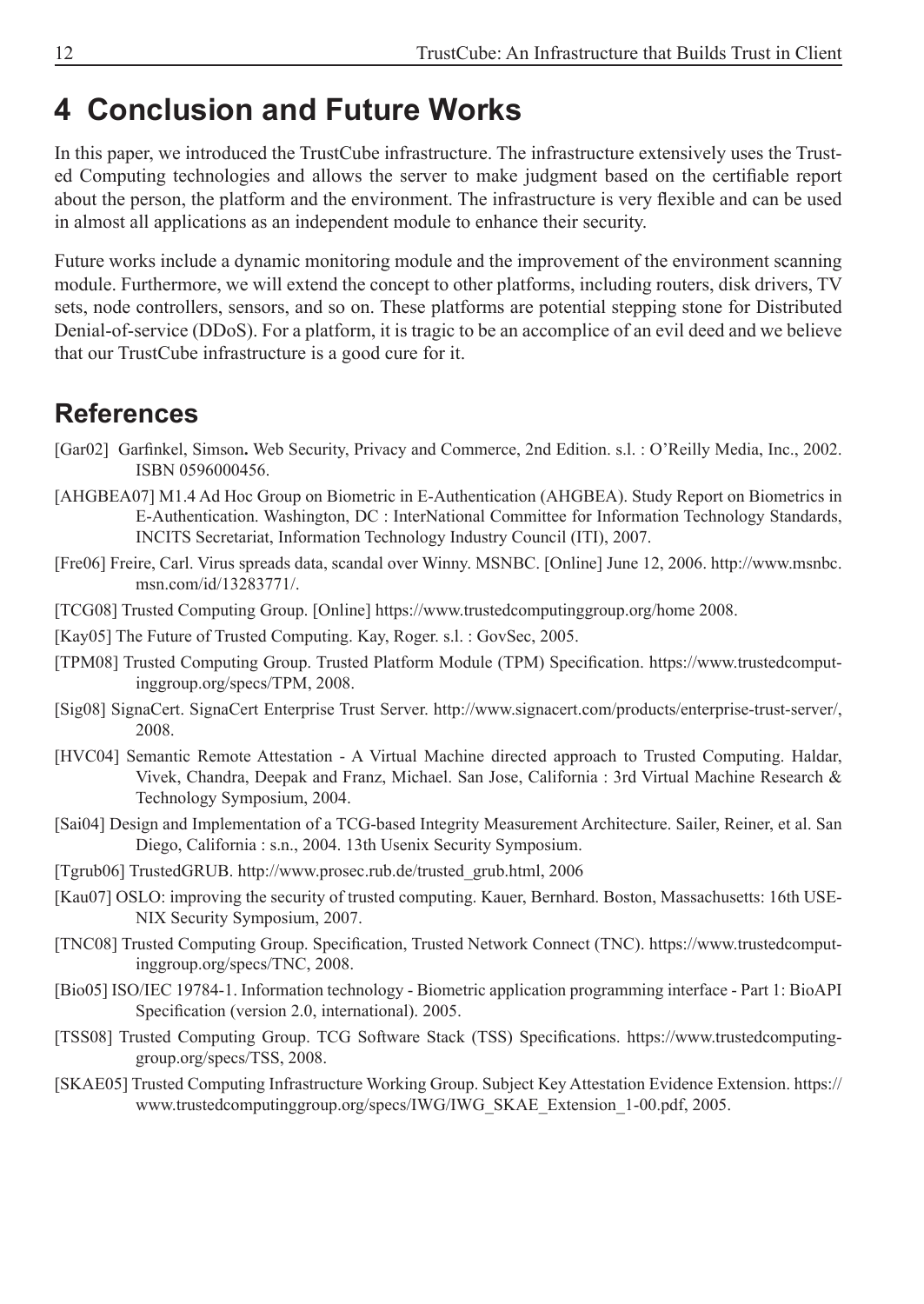## 4 Conclusion and Future Works

In this paper, we introduced the TrustCube infrastructure. The infrastructure extensively uses the Trusted Computing technologies and allows the server to make judgment based on the certifiable report about the person, the platform and the environment. The infrastructure is very flexible and can be used in almost all applications as an independent module to enhance their security.

Future works include a dynamic monitoring module and the improvement of the environment scanning module. Furthermore, we will extend the concept to other platforms, including routers, disk drivers, TV sets, node controllers, sensors, and so on. These platforms are potential stepping stone for Distributed Denial-of-service (DDoS). For a platform, it is tragic to be an accomplice of an evil deed and we believe that our TrustCube infrastructure is a good cure for it.

## References

[Gar02] Garfinkel, Simson**.** Web Security, Privacy and Commerce, 2nd Edition. s.l. : O'Reilly Media, Inc., 2002. ISBN 0596000456.

[AHGBEA07] M1.4 Ad Hoc Group on Biometric in E-Authentication (AHGBEA). Study Report on Biometrics in E-Authentication. Washington, DC : InterNational Committee for Information Technology Standards, INCITS Secretariat, Information Technology Industry Council (ITI), 2007.

[Fre06] Freire, Carl. Virus spreads data, scandal over Winny. MSNBC. [Online] June 12, 2006. http://www.msnbc.msn.com/id/13283771/.

[TCG08] Trusted Computing Group. [Online] https://www.trustedcomputinggroup.org/home 2008.

[Kay05] The Future of Trusted Computing. Kay, Roger. s.l. : GovSec, 2005.

[TPM08] Trusted Computing Group. Trusted Platform Module (TPM) Specification. https://www.trustedcomputinggroup.org/specs/TPM, 2008.

[Sig08] SignaCert. SignaCert Enterprise Trust Server. http://www.signacert.com/products/enterprise-trust-server/, 2008.

[HVC04] Semantic Remote Attestation - A Virtual Machine directed approach to Trusted Computing. Haldar, Vivek, Chandra, Deepak and Franz, Michael. San Jose, California : 3rd Virtual Machine Research & Technology Symposium, 2004.

[Sai04] Design and Implementation of a TCG-based Integrity Measurement Architecture. Sailer, Reiner, et al. San Diego, California : s.n., 2004. 13th Usenix Security Symposium.

[Tgrub06] TrustedGRUB. http://www.prosec.rub.de/trusted_grub.html, 2006

[Kau07] OSLO: improving the security of trusted computing. Kauer, Bernhard. Boston, Massachusetts: 16th USENIX Security Symposium, 2007.

[TNC08] Trusted Computing Group. Specification, Trusted Network Connect (TNC). https://www.trustedcomputinggroup.org/specs/TNC, 2008.

[Bio05] ISO/IEC 19784-1. Information technology - Biometric application programming interface - Part 1: BioAPI Specification (version 2.0, international). 2005.

[TSS08] Trusted Computing Group. TCG Software Stack (TSS) Specifications. https://www.trustedcomputinggroup.org/specs/TSS, 2008.

[SKAE05] Trusted Computing Infrastructure Working Group. Subject Key Attestation Evidence Extension. https://www.trustedcomputinggroup.org/specs/IWG/IWG_SKAE_Extension_1-00.pdf, 2005.